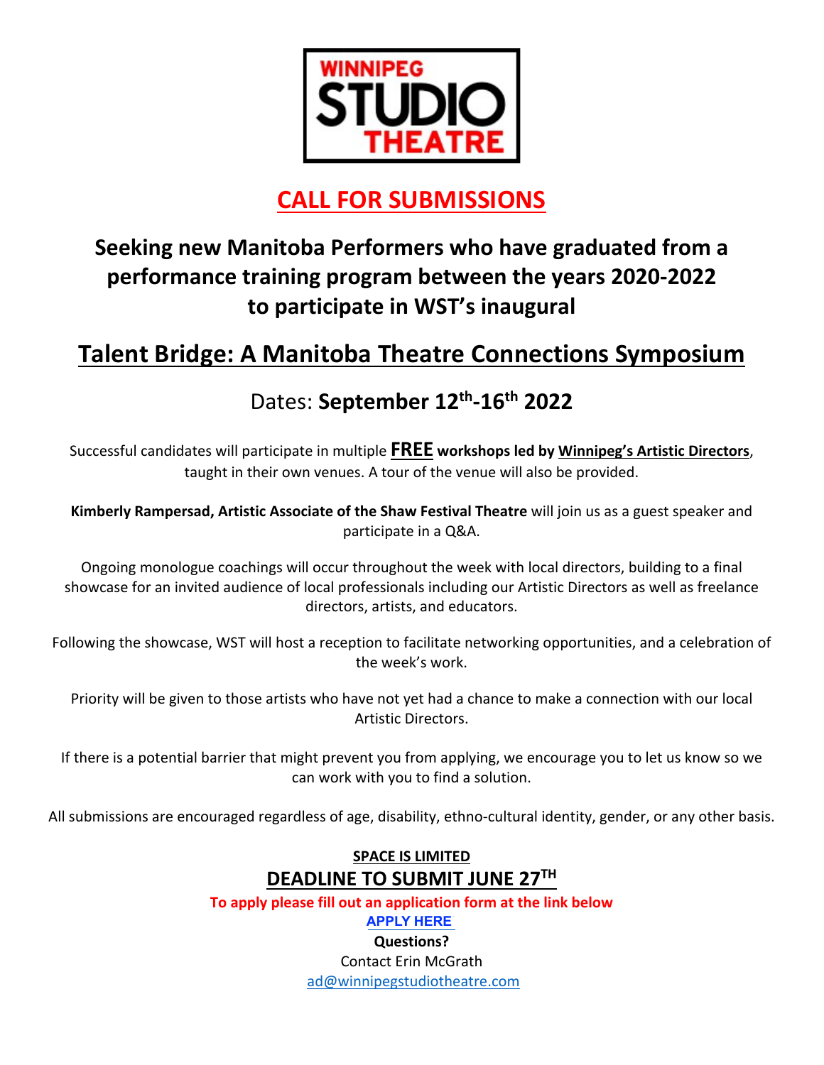**WINNIPEG STUDIO THEATRE**

# CALL FOR SUBMISSIONS

## Seeking new Manitoba Performers who have graduated from a performance training program between the years 2020-2022 to participate in WST's inaugural

## Talent Bridge: A Manitoba Theatre Connections Symposium

Dates: **September 12th-16th 2022**

Successful candidates will participate in multiple **FREE workshops led by Winnipeg's Artistic Directors**, taught in their own venues. A tour of the venue will also be provided.

**Kimberly Rampersad, Artistic Associate of the Shaw Festival Theatre** will join us as a guest speaker and participate in a Q&A.

Ongoing monologue coachings will occur throughout the week with local directors, building to a final showcase for an invited audience of local professionals including our Artistic Directors as well as freelance directors, artists, and educators.

Following the showcase, WST will host a reception to facilitate networking opportunities, and a celebration of the week's work.

Priority will be given to those artists who have not yet had a chance to make a connection with our local Artistic Directors.

If there is a potential barrier that might prevent you from applying, we encourage you to let us know so we can work with you to find a solution.

All submissions are encouraged regardless of age, disability, ethno-cultural identity, gender, or any other basis.

**SPACE IS LIMITED**

**DEADLINE TO SUBMIT JUNE 27TH**

**To apply please fill out an application form at the link below**

**APPLY HERE**

**Questions?**

Contact Erin McGrath

ad@winnipegstudiotheatre.com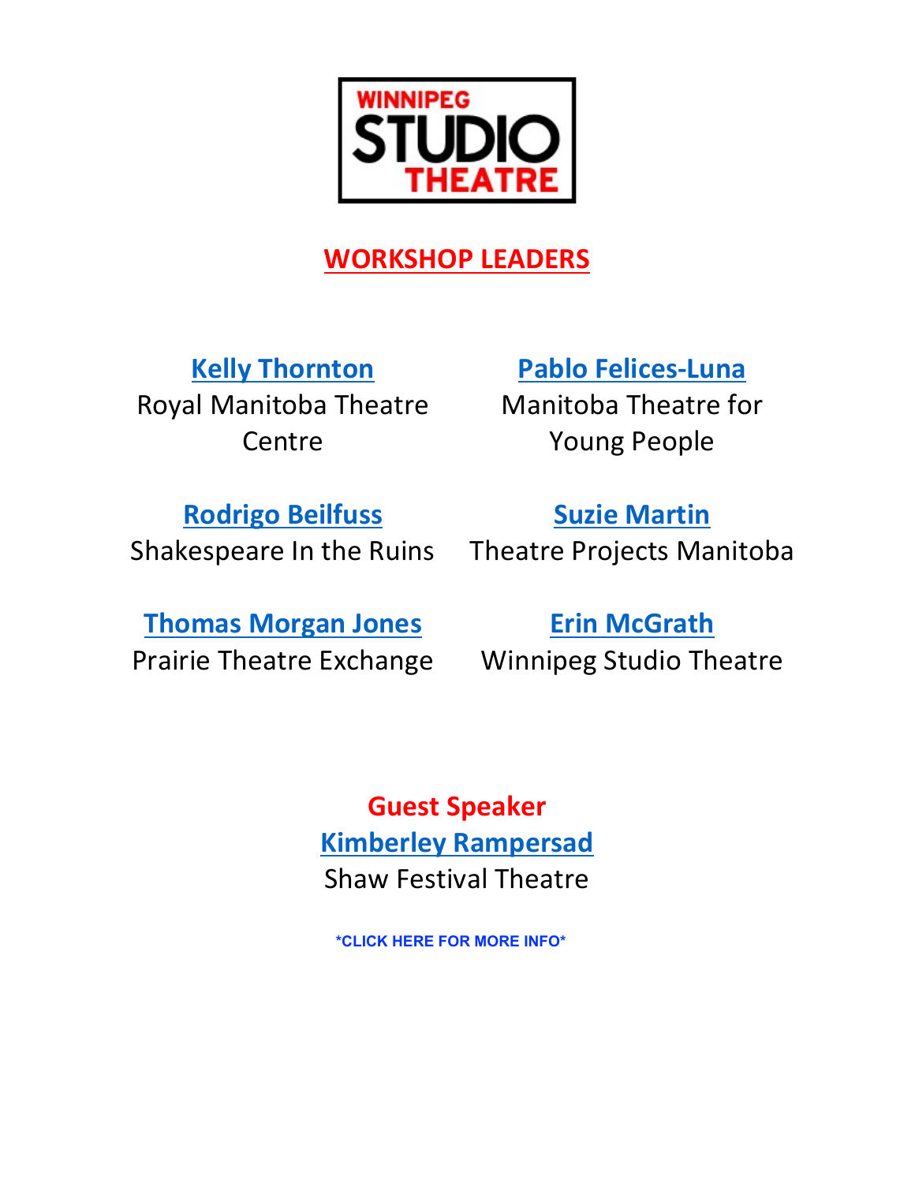WINNIPEG STUDIO THEATRE

## WORKSHOP LEADERS

**Kelly Thornton**
Royal Manitoba Theatre Centre

**Pablo Felices-Luna**
Manitoba Theatre for Young People

**Rodrigo Beilfuss**
Shakespeare In the Ruins

**Suzie Martin**
Theatre Projects Manitoba

**Thomas Morgan Jones**
Prairie Theatre Exchange

**Erin McGrath**
Winnipeg Studio Theatre

### Guest Speaker

**Kimberley Rampersad**
Shaw Festival Theatre

*CLICK HERE FOR MORE INFO*